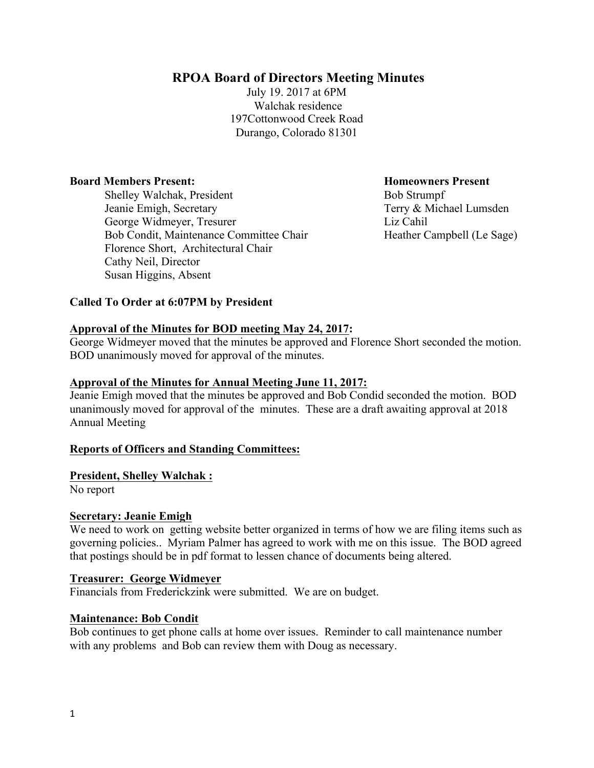# RPOA Board of Directors Meeting Minutes

July 19. 2017 at 6PM
Walchak residence
197Cottonwood Creek Road
Durango, Colorado 81301

**Board Members Present:**

Shelley Walchak, President
Jeanie Emigh, Secretary
George Widmeyer, Tresurer
Bob Condit, Maintenance Committee Chair
Florence Short, Architectural Chair
Cathy Neil, Director
Susan Higgins, Absent

**Homeowners Present**

Bob Strumpf
Terry & Michael Lumsden
Liz Cahil
Heather Campbell (Le Sage)

**Called To Order at 6:07PM by President**

**Approval of the Minutes for BOD meeting May 24, 2017:**

George Widmeyer moved that the minutes be approved and Florence Short seconded the motion. BOD unanimously moved for approval of the minutes.

**Approval of the Minutes for Annual Meeting June 11, 2017:**

Jeanie Emigh moved that the minutes be approved and Bob Condid seconded the motion. BOD unanimously moved for approval of the minutes. These are a draft awaiting approval at 2018 Annual Meeting

**Reports of Officers and Standing Committees:**

**President, Shelley Walchak :**

No report

**Secretary: Jeanie Emigh**

We need to work on getting website better organized in terms of how we are filing items such as governing policies.. Myriam Palmer has agreed to work with me on this issue. The BOD agreed that postings should be in pdf format to lessen chance of documents being altered.

**Treasurer: George Widmeyer**

Financials from Frederickzink were submitted. We are on budget.

**Maintenance: Bob Condit**

Bob continues to get phone calls at home over issues. Reminder to call maintenance number with any problems and Bob can review them with Doug as necessary.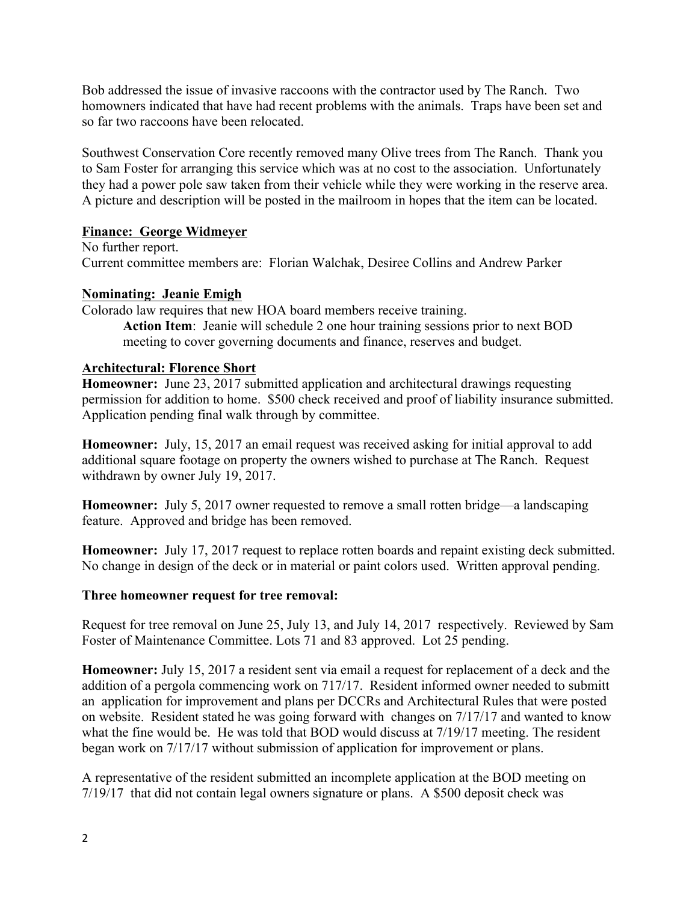Bob addressed the issue of invasive raccoons with the contractor used by The Ranch. Two homowners indicated that have had recent problems with the animals. Traps have been set and so far two raccoons have been relocated.

Southwest Conservation Core recently removed many Olive trees from The Ranch. Thank you to Sam Foster for arranging this service which was at no cost to the association. Unfortunately they had a power pole saw taken from their vehicle while they were working in the reserve area. A picture and description will be posted in the mailroom in hopes that the item can be located.

**Finance: George Widmeyer**

No further report.
Current committee members are: Florian Walchak, Desiree Collins and Andrew Parker

**Nominating: Jeanie Emigh**

Colorado law requires that new HOA board members receive training.

> **Action Item**: Jeanie will schedule 2 one hour training sessions prior to next BOD meeting to cover governing documents and finance, reserves and budget.

**Architectural: Florence Short**

**Homeowner:** June 23, 2017 submitted application and architectural drawings requesting permission for addition to home. $500 check received and proof of liability insurance submitted. Application pending final walk through by committee.

**Homeowner:** July, 15, 2017 an email request was received asking for initial approval to add additional square footage on property the owners wished to purchase at The Ranch. Request withdrawn by owner July 19, 2017.

**Homeowner:** July 5, 2017 owner requested to remove a small rotten bridge—a landscaping feature. Approved and bridge has been removed.

**Homeowner:** July 17, 2017 request to replace rotten boards and repaint existing deck submitted. No change in design of the deck or in material or paint colors used. Written approval pending.

**Three homeowner request for tree removal:**

Request for tree removal on June 25, July 13, and July 14, 2017 respectively. Reviewed by Sam Foster of Maintenance Committee. Lots 71 and 83 approved. Lot 25 pending.

**Homeowner:** July 15, 2017 a resident sent via email a request for replacement of a deck and the addition of a pergola commencing work on 717/17. Resident informed owner needed to submitt an application for improvement and plans per DCCRs and Architectural Rules that were posted on website. Resident stated he was going forward with changes on 7/17/17 and wanted to know what the fine would be. He was told that BOD would discuss at 7/19/17 meeting. The resident began work on 7/17/17 without submission of application for improvement or plans.

A representative of the resident submitted an incomplete application at the BOD meeting on 7/19/17 that did not contain legal owners signature or plans. A $500 deposit check was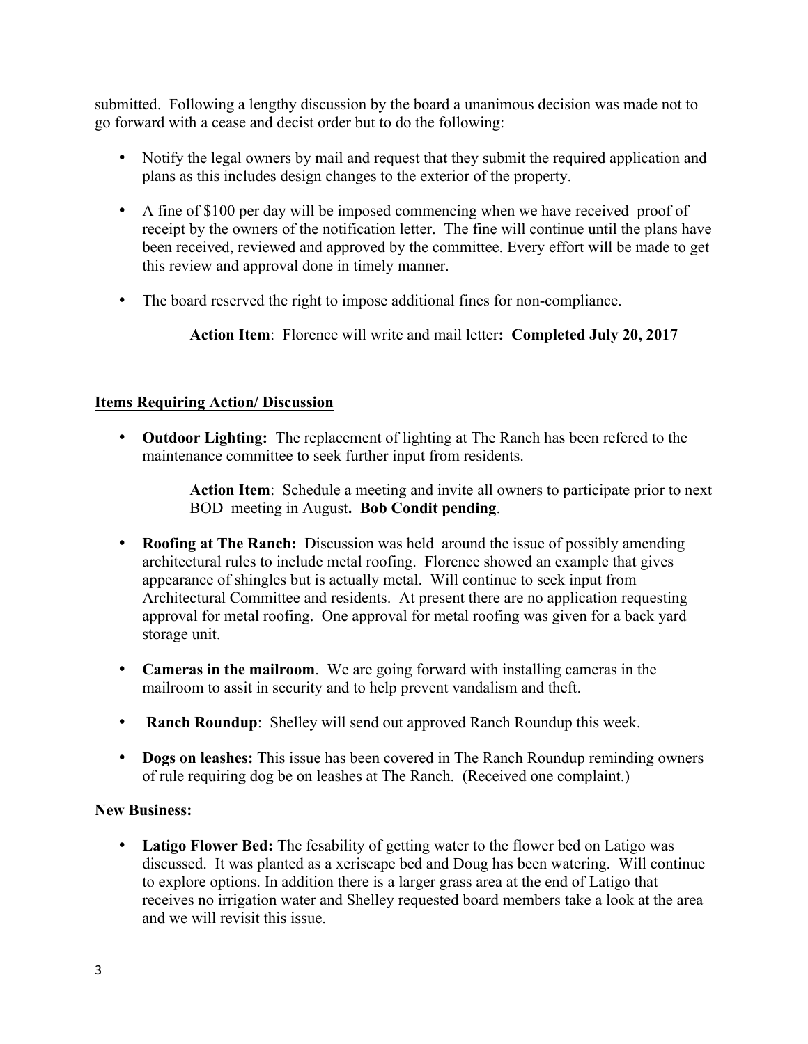submitted. Following a lengthy discussion by the board a unanimous decision was made not to go forward with a cease and decist order but to do the following:

- Notify the legal owners by mail and request that they submit the required application and plans as this includes design changes to the exterior of the property.
- A fine of $100 per day will be imposed commencing when we have received proof of receipt by the owners of the notification letter. The fine will continue until the plans have been received, reviewed and approved by the committee. Every effort will be made to get this review and approval done in timely manner.
- The board reserved the right to impose additional fines for non-compliance.

  **Action Item**: Florence will write and mail letter**: Completed July 20, 2017**

## Items Requiring Action/ Discussion

- **Outdoor Lighting:** The replacement of lighting at The Ranch has been refered to the maintenance committee to seek further input from residents.

  **Action Item**: Schedule a meeting and invite all owners to participate prior to next BOD meeting in August**. Bob Condit pending**.

- **Roofing at The Ranch:** Discussion was held around the issue of possibly amending architectural rules to include metal roofing. Florence showed an example that gives appearance of shingles but is actually metal. Will continue to seek input from Architectural Committee and residents. At present there are no application requesting approval for metal roofing. One approval for metal roofing was given for a back yard storage unit.
- **Cameras in the mailroom**. We are going forward with installing cameras in the mailroom to assit in security and to help prevent vandalism and theft.
- **Ranch Roundup**: Shelley will send out approved Ranch Roundup this week.
- **Dogs on leashes:** This issue has been covered in The Ranch Roundup reminding owners of rule requiring dog be on leashes at The Ranch. (Received one complaint.)

## New Business:

- **Latigo Flower Bed:** The fesability of getting water to the flower bed on Latigo was discussed. It was planted as a xeriscape bed and Doug has been watering. Will continue to explore options. In addition there is a larger grass area at the end of Latigo that receives no irrigation water and Shelley requested board members take a look at the area and we will revisit this issue.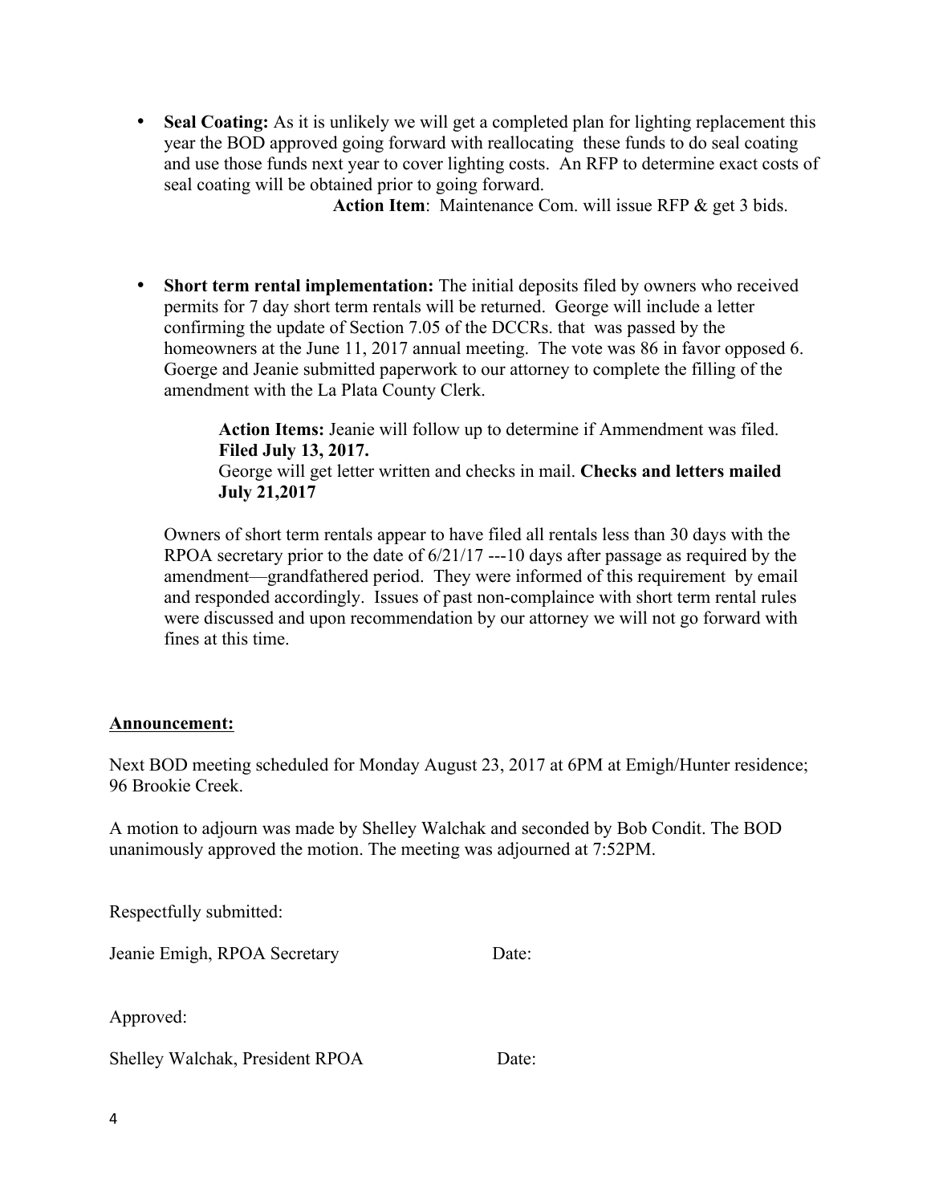- **Seal Coating:** As it is unlikely we will get a completed plan for lighting replacement this year the BOD approved going forward with reallocating these funds to do seal coating and use those funds next year to cover lighting costs. An RFP to determine exact costs of seal coating will be obtained prior to going forward.

  **Action Item**: Maintenance Com. will issue RFP & get 3 bids.

- **Short term rental implementation:** The initial deposits filed by owners who received permits for 7 day short term rentals will be returned. George will include a letter confirming the update of Section 7.05 of the DCCRs. that was passed by the homeowners at the June 11, 2017 annual meeting. The vote was 86 in favor opposed 6. Goerge and Jeanie submitted paperwork to our attorney to complete the filling of the amendment with the La Plata County Clerk.

  **Action Items:** Jeanie will follow up to determine if Ammendment was filed. **Filed July 13, 2017.**
  George will get letter written and checks in mail. **Checks and letters mailed July 21,2017**

  Owners of short term rentals appear to have filed all rentals less than 30 days with the RPOA secretary prior to the date of 6/21/17 ---10 days after passage as required by the amendment—grandfathered period. They were informed of this requirement by email and responded accordingly. Issues of past non-complaince with short term rental rules were discussed and upon recommendation by our attorney we will not go forward with fines at this time.

**Announcement:**

Next BOD meeting scheduled for Monday August 23, 2017 at 6PM at Emigh/Hunter residence; 96 Brookie Creek.

A motion to adjourn was made by Shelley Walchak and seconded by Bob Condit. The BOD unanimously approved the motion. The meeting was adjourned at 7:52PM.

Respectfully submitted:

Jeanie Emigh, RPOA Secretary Date:

Approved:

Shelley Walchak, President RPOA Date: